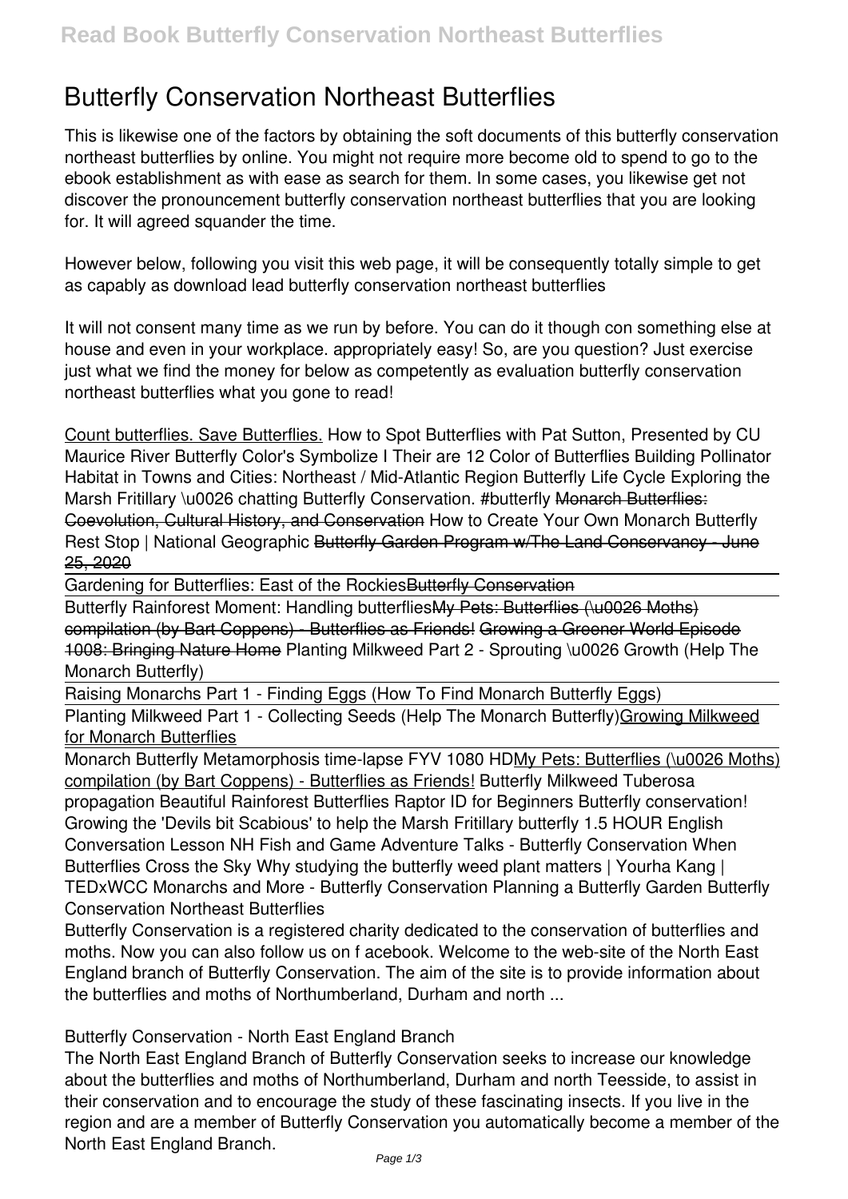# Butterfly Conservation Northeast Butterflies

This is likewise one of the factors by obtaining the soft documents of this butterfly conservation northeast butterflies by online. You might not require more become old to spend to go to the ebook establishment as with ease as search for them. In some cases, you likewise get not discover the pronouncement butterfly conservation northeast butterflies that you are looking for. It will agreed squander the time.

However below, following you visit this web page, it will be consequently totally simple to get as capably as download lead butterfly conservation northeast butterflies

It will not consent many time as we run by before. You can do it though con something else at house and even in your workplace. appropriately easy! So, are you question? Just exercise just what we find the money for below as competently as evaluation butterfly conservation northeast butterflies what you gone to read!

Count butterflies. Save Butterflies. How to Spot Butterflies with Pat Sutton, Presented by CU Maurice River Butterfly Color's Symbolize I Their are 12 Color of Butterflies Building Pollinator Habitat in Towns and Cities: Northeast / Mid-Atlantic Region Butterfly Life Cycle Exploring the Marsh Fritillary \u0026 chatting Butterfly Conservation. #butterfly ~~Monarch Butterflies: Coevolution, Cultural History, and Conservation~~ How to Create Your Own Monarch Butterfly Rest Stop | National Geographic ~~Butterfly Garden Program w/The Land Conservancy - June 25, 2020~~

Gardening for Butterflies: East of the Rockies~~Butterfly Conservation~~

Butterfly Rainforest Moment: Handling butterflies~~My Pets: Butterflies (\u0026 Moths) compilation (by Bart Coppens) - Butterflies as Friends! Growing a Greener World Episode 1008: Bringing Nature Home~~ Planting Milkweed Part 2 - Sprouting \u0026 Growth (Help The Monarch Butterfly)

Raising Monarchs Part 1 - Finding Eggs (How To Find Monarch Butterfly Eggs)

Planting Milkweed Part 1 - Collecting Seeds (Help The Monarch Butterfly)Growing Milkweed for Monarch Butterflies

Monarch Butterfly Metamorphosis time-lapse FYV 1080 HDMy Pets: Butterflies (\u0026 Moths) compilation (by Bart Coppens) - Butterflies as Friends! Butterfly Milkweed Tuberosa propagation Beautiful Rainforest Butterflies Raptor ID for Beginners Butterfly conservation! Growing the 'Devils bit Scabious' to help the Marsh Fritillary butterfly 1.5 HOUR English Conversation Lesson NH Fish and Game Adventure Talks - Butterfly Conservation When Butterflies Cross the Sky Why studying the butterfly weed plant matters | Yourha Kang | TEDxWCC Monarchs and More - Butterfly Conservation Planning a Butterfly Garden Butterfly Conservation Northeast Butterflies

Butterfly Conservation is a registered charity dedicated to the conservation of butterflies and moths. Now you can also follow us on f acebook. Welcome to the web-site of the North East England branch of Butterfly Conservation. The aim of the site is to provide information about the butterflies and moths of Northumberland, Durham and north ...

Butterfly Conservation - North East England Branch

The North East England Branch of Butterfly Conservation seeks to increase our knowledge about the butterflies and moths of Northumberland, Durham and north Teesside, to assist in their conservation and to encourage the study of these fascinating insects. If you live in the region and are a member of Butterfly Conservation you automatically become a member of the North East England Branch.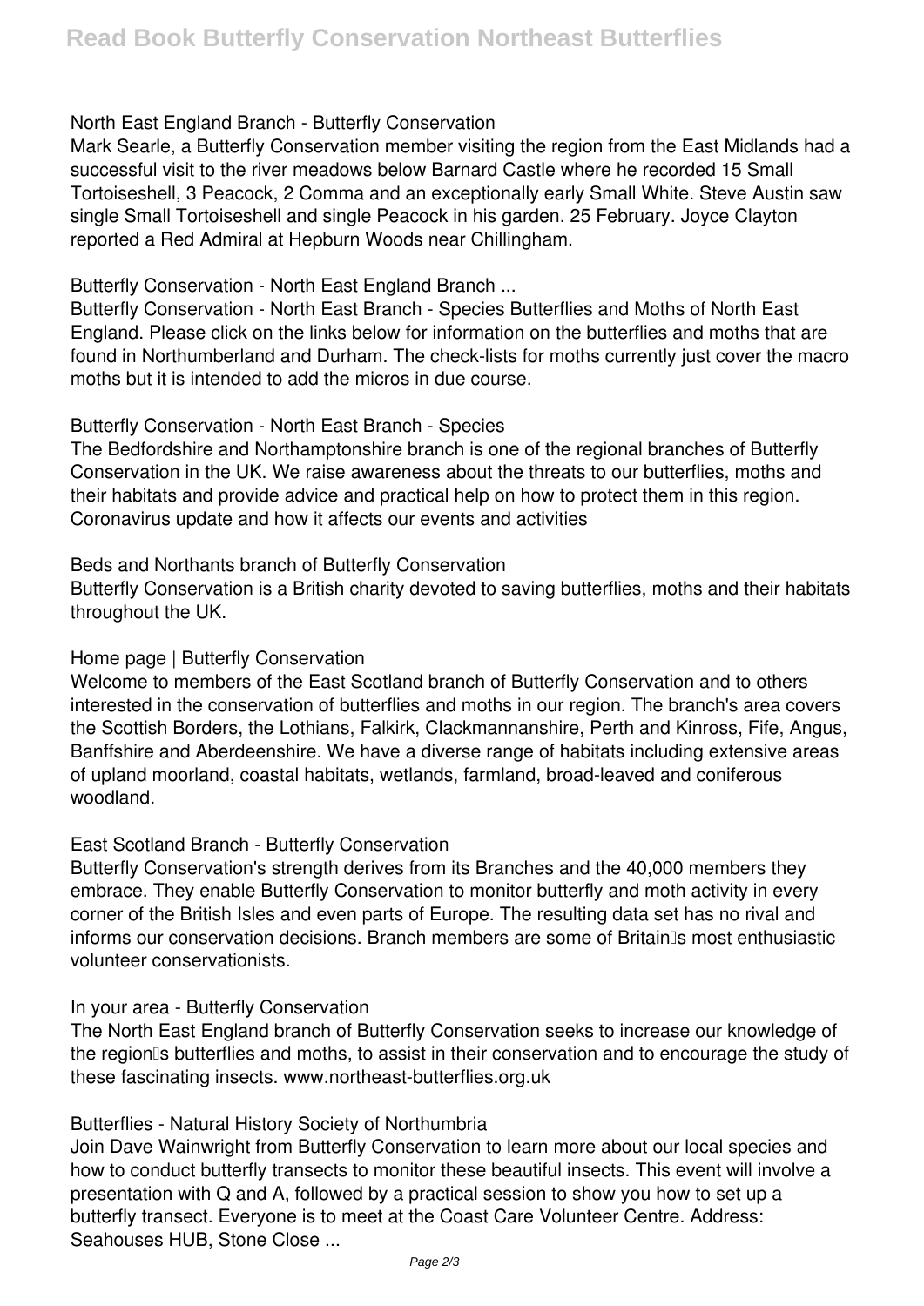**North East England Branch - Butterfly Conservation**

Mark Searle, a Butterfly Conservation member visiting the region from the East Midlands had a successful visit to the river meadows below Barnard Castle where he recorded 15 Small Tortoiseshell, 3 Peacock, 2 Comma and an exceptionally early Small White. Steve Austin saw single Small Tortoiseshell and single Peacock in his garden. 25 February. Joyce Clayton reported a Red Admiral at Hepburn Woods near Chillingham.

**Butterfly Conservation - North East England Branch ...**

Butterfly Conservation - North East Branch - Species Butterflies and Moths of North East England. Please click on the links below for information on the butterflies and moths that are found in Northumberland and Durham. The check-lists for moths currently just cover the macro moths but it is intended to add the micros in due course.

**Butterfly Conservation - North East Branch - Species**

The Bedfordshire and Northamptonshire branch is one of the regional branches of Butterfly Conservation in the UK. We raise awareness about the threats to our butterflies, moths and their habitats and provide advice and practical help on how to protect them in this region. Coronavirus update and how it affects our events and activities

**Beds and Northants branch of Butterfly Conservation**

Butterfly Conservation is a British charity devoted to saving butterflies, moths and their habitats throughout the UK.

**Home page | Butterfly Conservation**

Welcome to members of the East Scotland branch of Butterfly Conservation and to others interested in the conservation of butterflies and moths in our region. The branch's area covers the Scottish Borders, the Lothians, Falkirk, Clackmannanshire, Perth and Kinross, Fife, Angus, Banffshire and Aberdeenshire. We have a diverse range of habitats including extensive areas of upland moorland, coastal habitats, wetlands, farmland, broad-leaved and coniferous woodland.

**East Scotland Branch - Butterfly Conservation**

Butterfly Conservation's strength derives from its Branches and the 40,000 members they embrace. They enable Butterfly Conservation to monitor butterfly and moth activity in every corner of the British Isles and even parts of Europe. The resulting data set has no rival and informs our conservation decisions. Branch members are some of Britain's most enthusiastic volunteer conservationists.

**In your area - Butterfly Conservation**

The North East England branch of Butterfly Conservation seeks to increase our knowledge of the region's butterflies and moths, to assist in their conservation and to encourage the study of these fascinating insects. www.northeast-butterflies.org.uk

**Butterflies - Natural History Society of Northumbria**

Join Dave Wainwright from Butterfly Conservation to learn more about our local species and how to conduct butterfly transects to monitor these beautiful insects. This event will involve a presentation with Q and A, followed by a practical session to show you how to set up a butterfly transect. Everyone is to meet at the Coast Care Volunteer Centre. Address: Seahouses HUB, Stone Close ...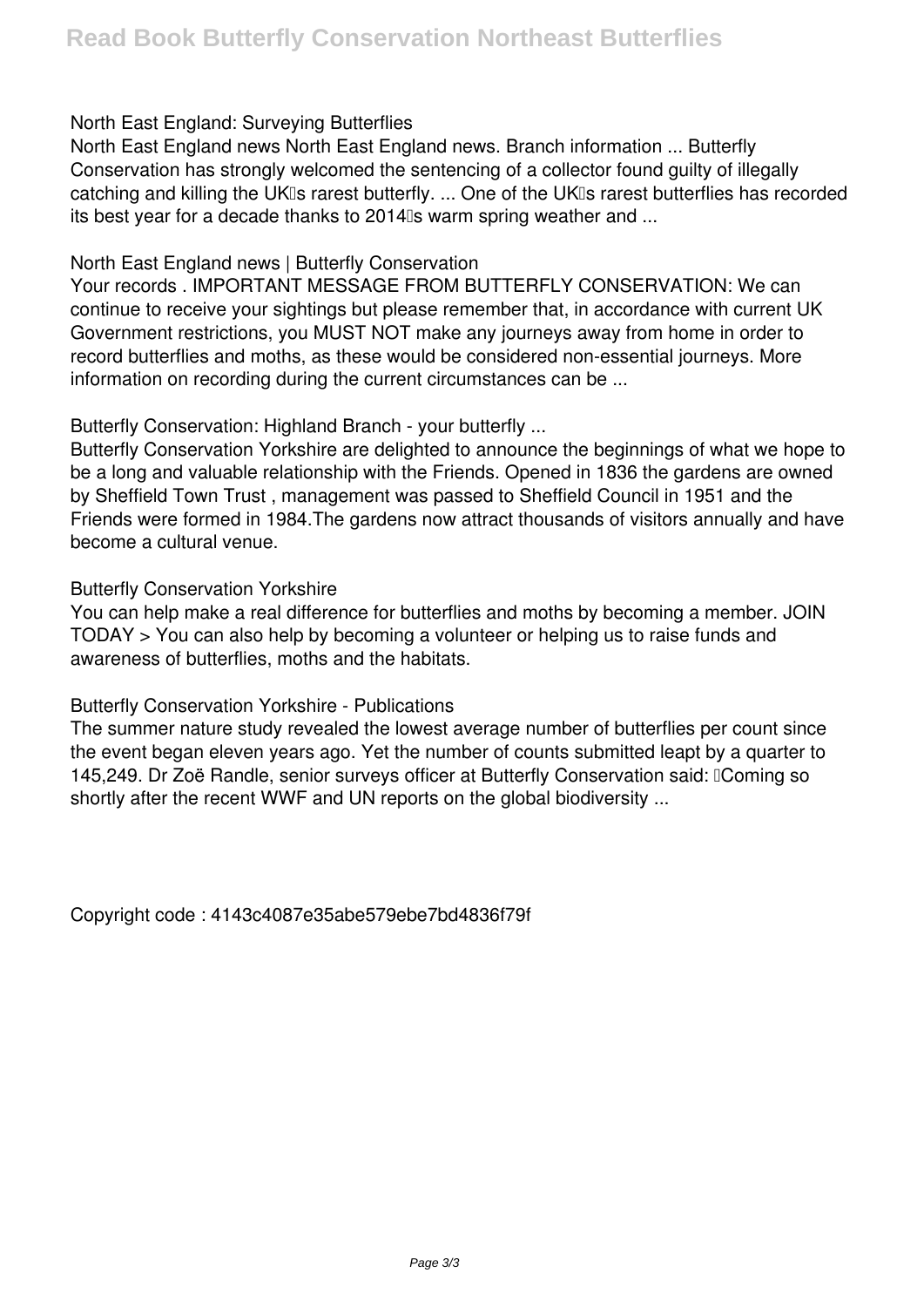North East England: Surveying Butterflies

North East England news North East England news. Branch information ... Butterfly Conservation has strongly welcomed the sentencing of a collector found guilty of illegally catching and killing the UK's rarest butterfly. ... One of the UK's rarest butterflies has recorded its best year for a decade thanks to 2014's warm spring weather and ...

North East England news | Butterfly Conservation

Your records . IMPORTANT MESSAGE FROM BUTTERFLY CONSERVATION: We can continue to receive your sightings but please remember that, in accordance with current UK Government restrictions, you MUST NOT make any journeys away from home in order to record butterflies and moths, as these would be considered non-essential journeys. More information on recording during the current circumstances can be ...

Butterfly Conservation: Highland Branch - your butterfly ...

Butterfly Conservation Yorkshire are delighted to announce the beginnings of what we hope to be a long and valuable relationship with the Friends. Opened in 1836 the gardens are owned by Sheffield Town Trust , management was passed to Sheffield Council in 1951 and the Friends were formed in 1984.The gardens now attract thousands of visitors annually and have become a cultural venue.

Butterfly Conservation Yorkshire

You can help make a real difference for butterflies and moths by becoming a member. JOIN TODAY > You can also help by becoming a volunteer or helping us to raise funds and awareness of butterflies, moths and the habitats.

Butterfly Conservation Yorkshire - Publications

The summer nature study revealed the lowest average number of butterflies per count since the event began eleven years ago. Yet the number of counts submitted leapt by a quarter to 145,249. Dr Zoë Randle, senior surveys officer at Butterfly Conservation said: "Coming so shortly after the recent WWF and UN reports on the global biodiversity ...

Copyright code : 4143c4087e35abe579ebe7bd4836f79f